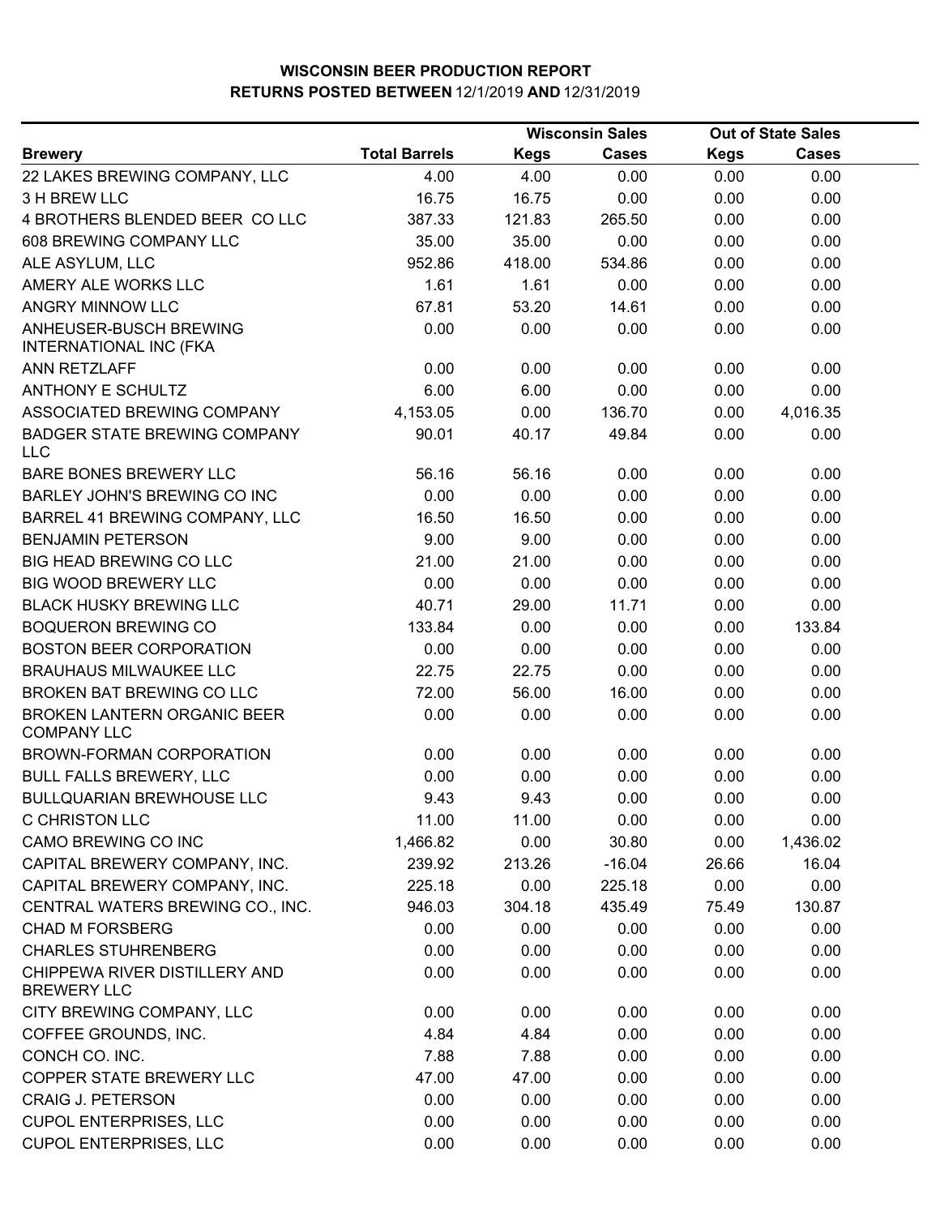# WISCONSIN BEER PRODUCTION REPORT

## RETURNS POSTED BETWEEN 12/1/2019 AND 12/31/2019

| Brewery | Total Barrels | Wisconsin Sales | | Out of State Sales | |
|---|---|---|---|---|---|
| | | Kegs | Cases | Kegs | Cases |
| 22 LAKES BREWING COMPANY, LLC | 4.00 | 4.00 | 0.00 | 0.00 | 0.00 |
| 3 H BREW LLC | 16.75 | 16.75 | 0.00 | 0.00 | 0.00 |
| 4 BROTHERS BLENDED BEER CO LLC | 387.33 | 121.83 | 265.50 | 0.00 | 0.00 |
| 608 BREWING COMPANY LLC | 35.00 | 35.00 | 0.00 | 0.00 | 0.00 |
| ALE ASYLUM, LLC | 952.86 | 418.00 | 534.86 | 0.00 | 0.00 |
| AMERY ALE WORKS LLC | 1.61 | 1.61 | 0.00 | 0.00 | 0.00 |
| ANGRY MINNOW LLC | 67.81 | 53.20 | 14.61 | 0.00 | 0.00 |
| ANHEUSER-BUSCH BREWING INTERNATIONAL INC (FKA | 0.00 | 0.00 | 0.00 | 0.00 | 0.00 |
| ANN RETZLAFF | 0.00 | 0.00 | 0.00 | 0.00 | 0.00 |
| ANTHONY E SCHULTZ | 6.00 | 6.00 | 0.00 | 0.00 | 0.00 |
| ASSOCIATED BREWING COMPANY | 4,153.05 | 0.00 | 136.70 | 0.00 | 4,016.35 |
| BADGER STATE BREWING COMPANY LLC | 90.01 | 40.17 | 49.84 | 0.00 | 0.00 |
| BARE BONES BREWERY LLC | 56.16 | 56.16 | 0.00 | 0.00 | 0.00 |
| BARLEY JOHN'S BREWING CO INC | 0.00 | 0.00 | 0.00 | 0.00 | 0.00 |
| BARREL 41 BREWING COMPANY, LLC | 16.50 | 16.50 | 0.00 | 0.00 | 0.00 |
| BENJAMIN PETERSON | 9.00 | 9.00 | 0.00 | 0.00 | 0.00 |
| BIG HEAD BREWING CO LLC | 21.00 | 21.00 | 0.00 | 0.00 | 0.00 |
| BIG WOOD BREWERY LLC | 0.00 | 0.00 | 0.00 | 0.00 | 0.00 |
| BLACK HUSKY BREWING LLC | 40.71 | 29.00 | 11.71 | 0.00 | 0.00 |
| BOQUERON BREWING CO | 133.84 | 0.00 | 0.00 | 0.00 | 133.84 |
| BOSTON BEER CORPORATION | 0.00 | 0.00 | 0.00 | 0.00 | 0.00 |
| BRAUHAUS MILWAUKEE LLC | 22.75 | 22.75 | 0.00 | 0.00 | 0.00 |
| BROKEN BAT BREWING CO LLC | 72.00 | 56.00 | 16.00 | 0.00 | 0.00 |
| BROKEN LANTERN ORGANIC BEER COMPANY LLC | 0.00 | 0.00 | 0.00 | 0.00 | 0.00 |
| BROWN-FORMAN CORPORATION | 0.00 | 0.00 | 0.00 | 0.00 | 0.00 |
| BULL FALLS BREWERY, LLC | 0.00 | 0.00 | 0.00 | 0.00 | 0.00 |
| BULLQUARIAN BREWHOUSE LLC | 9.43 | 9.43 | 0.00 | 0.00 | 0.00 |
| C CHRISTON LLC | 11.00 | 11.00 | 0.00 | 0.00 | 0.00 |
| CAMO BREWING CO INC | 1,466.82 | 0.00 | 30.80 | 0.00 | 1,436.02 |
| CAPITAL BREWERY COMPANY, INC. | 239.92 | 213.26 | -16.04 | 26.66 | 16.04 |
| CAPITAL BREWERY COMPANY, INC. | 225.18 | 0.00 | 225.18 | 0.00 | 0.00 |
| CENTRAL WATERS BREWING CO., INC. | 946.03 | 304.18 | 435.49 | 75.49 | 130.87 |
| CHAD M FORSBERG | 0.00 | 0.00 | 0.00 | 0.00 | 0.00 |
| CHARLES STUHRENBERG | 0.00 | 0.00 | 0.00 | 0.00 | 0.00 |
| CHIPPEWA RIVER DISTILLERY AND BREWERY LLC | 0.00 | 0.00 | 0.00 | 0.00 | 0.00 |
| CITY BREWING COMPANY, LLC | 0.00 | 0.00 | 0.00 | 0.00 | 0.00 |
| COFFEE GROUNDS, INC. | 4.84 | 4.84 | 0.00 | 0.00 | 0.00 |
| CONCH CO. INC. | 7.88 | 7.88 | 0.00 | 0.00 | 0.00 |
| COPPER STATE BREWERY LLC | 47.00 | 47.00 | 0.00 | 0.00 | 0.00 |
| CRAIG J. PETERSON | 0.00 | 0.00 | 0.00 | 0.00 | 0.00 |
| CUPOL ENTERPRISES, LLC | 0.00 | 0.00 | 0.00 | 0.00 | 0.00 |
| CUPOL ENTERPRISES, LLC | 0.00 | 0.00 | 0.00 | 0.00 | 0.00 |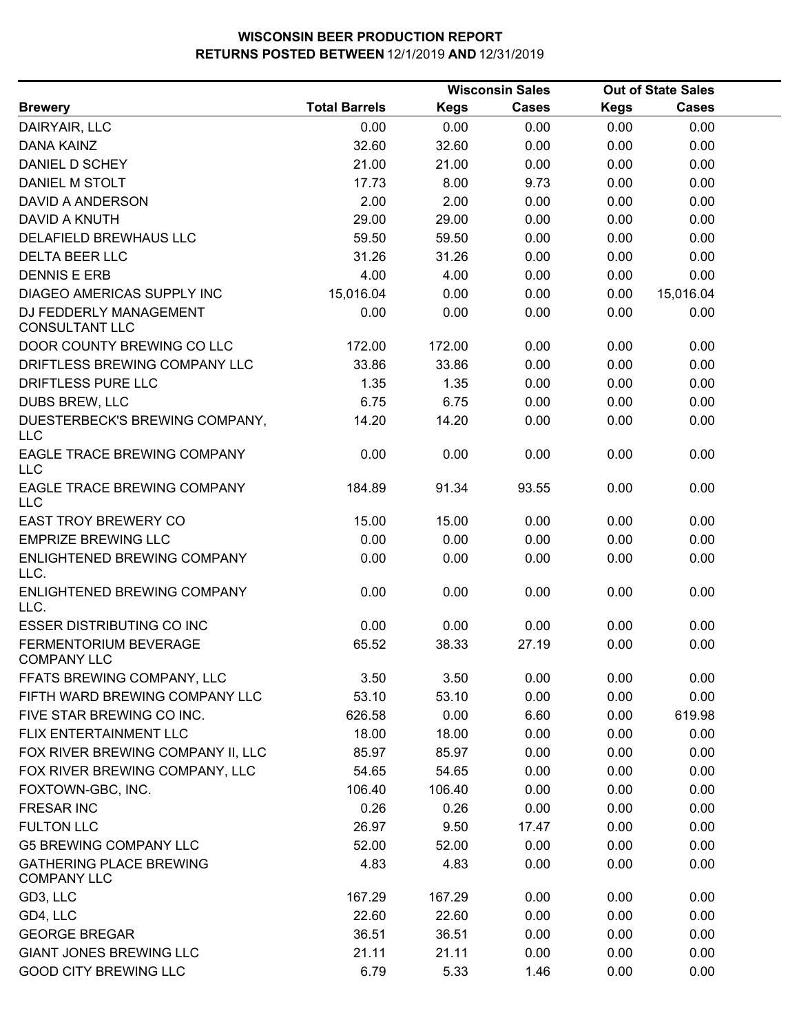# WISCONSIN BEER PRODUCTION REPORT
**RETURNS POSTED BETWEEN** 12/1/2019 **AND** 12/31/2019

| Brewery | Total Barrels | Wisconsin Sales | | Out of State Sales | |
|---|---|---|---|---|---|
| | | Kegs | Cases | Kegs | Cases |
| DAIRYAIR, LLC | 0.00 | 0.00 | 0.00 | 0.00 | 0.00 |
| DANA KAINZ | 32.60 | 32.60 | 0.00 | 0.00 | 0.00 |
| DANIEL D SCHEY | 21.00 | 21.00 | 0.00 | 0.00 | 0.00 |
| DANIEL M STOLT | 17.73 | 8.00 | 9.73 | 0.00 | 0.00 |
| DAVID A ANDERSON | 2.00 | 2.00 | 0.00 | 0.00 | 0.00 |
| DAVID A KNUTH | 29.00 | 29.00 | 0.00 | 0.00 | 0.00 |
| DELAFIELD BREWHAUS LLC | 59.50 | 59.50 | 0.00 | 0.00 | 0.00 |
| DELTA BEER LLC | 31.26 | 31.26 | 0.00 | 0.00 | 0.00 |
| DENNIS E ERB | 4.00 | 4.00 | 0.00 | 0.00 | 0.00 |
| DIAGEO AMERICAS SUPPLY INC | 15,016.04 | 0.00 | 0.00 | 0.00 | 15,016.04 |
| DJ FEDDERLY MANAGEMENT CONSULTANT LLC | 0.00 | 0.00 | 0.00 | 0.00 | 0.00 |
| DOOR COUNTY BREWING CO LLC | 172.00 | 172.00 | 0.00 | 0.00 | 0.00 |
| DRIFTLESS BREWING COMPANY LLC | 33.86 | 33.86 | 0.00 | 0.00 | 0.00 |
| DRIFTLESS PURE LLC | 1.35 | 1.35 | 0.00 | 0.00 | 0.00 |
| DUBS BREW, LLC | 6.75 | 6.75 | 0.00 | 0.00 | 0.00 |
| DUESTERBECK'S BREWING COMPANY, LLC | 14.20 | 14.20 | 0.00 | 0.00 | 0.00 |
| EAGLE TRACE BREWING COMPANY LLC | 0.00 | 0.00 | 0.00 | 0.00 | 0.00 |
| EAGLE TRACE BREWING COMPANY LLC | 184.89 | 91.34 | 93.55 | 0.00 | 0.00 |
| EAST TROY BREWERY CO | 15.00 | 15.00 | 0.00 | 0.00 | 0.00 |
| EMPRIZE BREWING LLC | 0.00 | 0.00 | 0.00 | 0.00 | 0.00 |
| ENLIGHTENED BREWING COMPANY LLC. | 0.00 | 0.00 | 0.00 | 0.00 | 0.00 |
| ENLIGHTENED BREWING COMPANY LLC. | 0.00 | 0.00 | 0.00 | 0.00 | 0.00 |
| ESSER DISTRIBUTING CO INC | 0.00 | 0.00 | 0.00 | 0.00 | 0.00 |
| FERMENTORIUM BEVERAGE COMPANY LLC | 65.52 | 38.33 | 27.19 | 0.00 | 0.00 |
| FFATS BREWING COMPANY, LLC | 3.50 | 3.50 | 0.00 | 0.00 | 0.00 |
| FIFTH WARD BREWING COMPANY LLC | 53.10 | 53.10 | 0.00 | 0.00 | 0.00 |
| FIVE STAR BREWING CO INC. | 626.58 | 0.00 | 6.60 | 0.00 | 619.98 |
| FLIX ENTERTAINMENT LLC | 18.00 | 18.00 | 0.00 | 0.00 | 0.00 |
| FOX RIVER BREWING COMPANY II, LLC | 85.97 | 85.97 | 0.00 | 0.00 | 0.00 |
| FOX RIVER BREWING COMPANY, LLC | 54.65 | 54.65 | 0.00 | 0.00 | 0.00 |
| FOXTOWN-GBC, INC. | 106.40 | 106.40 | 0.00 | 0.00 | 0.00 |
| FRESAR INC | 0.26 | 0.26 | 0.00 | 0.00 | 0.00 |
| FULTON LLC | 26.97 | 9.50 | 17.47 | 0.00 | 0.00 |
| G5 BREWING COMPANY LLC | 52.00 | 52.00 | 0.00 | 0.00 | 0.00 |
| GATHERING PLACE BREWING COMPANY LLC | 4.83 | 4.83 | 0.00 | 0.00 | 0.00 |
| GD3, LLC | 167.29 | 167.29 | 0.00 | 0.00 | 0.00 |
| GD4, LLC | 22.60 | 22.60 | 0.00 | 0.00 | 0.00 |
| GEORGE BREGAR | 36.51 | 36.51 | 0.00 | 0.00 | 0.00 |
| GIANT JONES BREWING LLC | 21.11 | 21.11 | 0.00 | 0.00 | 0.00 |
| GOOD CITY BREWING LLC | 6.79 | 5.33 | 1.46 | 0.00 | 0.00 |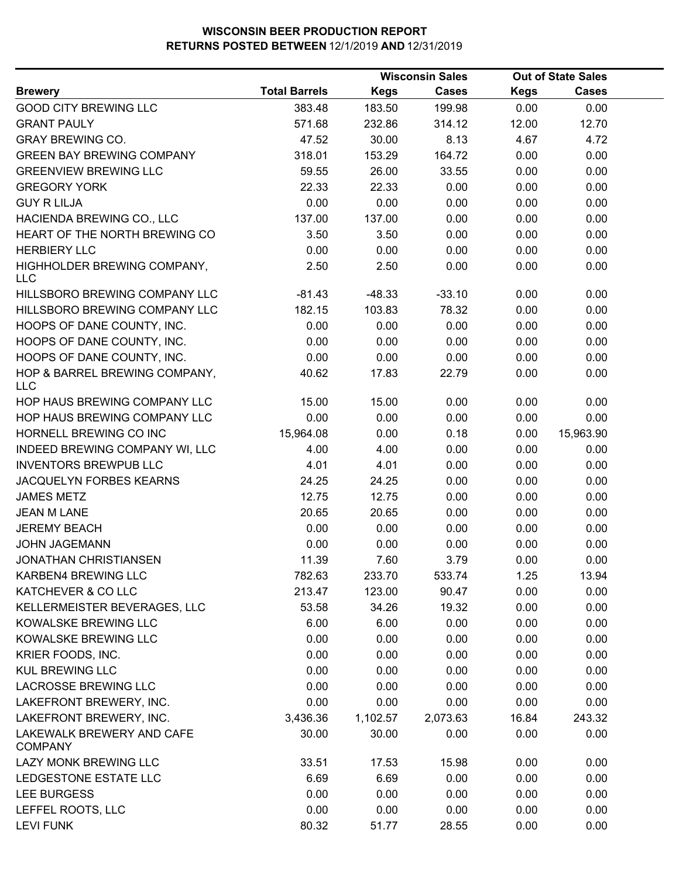# WISCONSIN BEER PRODUCTION REPORT
## RETURNS POSTED BETWEEN 12/1/2019 AND 12/31/2019

| | | Wisconsin Sales | | Out of State Sales | |
|---|---|---|---|---|---|
| **Brewery** | **Total Barrels** | **Kegs** | **Cases** | **Kegs** | **Cases** |
| GOOD CITY BREWING LLC | 383.48 | 183.50 | 199.98 | 0.00 | 0.00 |
| GRANT PAULY | 571.68 | 232.86 | 314.12 | 12.00 | 12.70 |
| GRAY BREWING CO. | 47.52 | 30.00 | 8.13 | 4.67 | 4.72 |
| GREEN BAY BREWING COMPANY | 318.01 | 153.29 | 164.72 | 0.00 | 0.00 |
| GREENVIEW BREWING LLC | 59.55 | 26.00 | 33.55 | 0.00 | 0.00 |
| GREGORY YORK | 22.33 | 22.33 | 0.00 | 0.00 | 0.00 |
| GUY R LILJA | 0.00 | 0.00 | 0.00 | 0.00 | 0.00 |
| HACIENDA BREWING CO., LLC | 137.00 | 137.00 | 0.00 | 0.00 | 0.00 |
| HEART OF THE NORTH BREWING CO | 3.50 | 3.50 | 0.00 | 0.00 | 0.00 |
| HERBIERY LLC | 0.00 | 0.00 | 0.00 | 0.00 | 0.00 |
| HIGHHOLDER BREWING COMPANY, LLC | 2.50 | 2.50 | 0.00 | 0.00 | 0.00 |
| HILLSBORO BREWING COMPANY LLC | -81.43 | -48.33 | -33.10 | 0.00 | 0.00 |
| HILLSBORO BREWING COMPANY LLC | 182.15 | 103.83 | 78.32 | 0.00 | 0.00 |
| HOOPS OF DANE COUNTY, INC. | 0.00 | 0.00 | 0.00 | 0.00 | 0.00 |
| HOOPS OF DANE COUNTY, INC. | 0.00 | 0.00 | 0.00 | 0.00 | 0.00 |
| HOOPS OF DANE COUNTY, INC. | 0.00 | 0.00 | 0.00 | 0.00 | 0.00 |
| HOP & BARREL BREWING COMPANY, LLC | 40.62 | 17.83 | 22.79 | 0.00 | 0.00 |
| HOP HAUS BREWING COMPANY LLC | 15.00 | 15.00 | 0.00 | 0.00 | 0.00 |
| HOP HAUS BREWING COMPANY LLC | 0.00 | 0.00 | 0.00 | 0.00 | 0.00 |
| HORNELL BREWING CO INC | 15,964.08 | 0.00 | 0.18 | 0.00 | 15,963.90 |
| INDEED BREWING COMPANY WI, LLC | 4.00 | 4.00 | 0.00 | 0.00 | 0.00 |
| INVENTORS BREWPUB LLC | 4.01 | 4.01 | 0.00 | 0.00 | 0.00 |
| JACQUELYN FORBES KEARNS | 24.25 | 24.25 | 0.00 | 0.00 | 0.00 |
| JAMES METZ | 12.75 | 12.75 | 0.00 | 0.00 | 0.00 |
| JEAN M LANE | 20.65 | 20.65 | 0.00 | 0.00 | 0.00 |
| JEREMY BEACH | 0.00 | 0.00 | 0.00 | 0.00 | 0.00 |
| JOHN JAGEMANN | 0.00 | 0.00 | 0.00 | 0.00 | 0.00 |
| JONATHAN CHRISTIANSEN | 11.39 | 7.60 | 3.79 | 0.00 | 0.00 |
| KARBEN4 BREWING LLC | 782.63 | 233.70 | 533.74 | 1.25 | 13.94 |
| KATCHEVER & CO LLC | 213.47 | 123.00 | 90.47 | 0.00 | 0.00 |
| KELLERMEISTER BEVERAGES, LLC | 53.58 | 34.26 | 19.32 | 0.00 | 0.00 |
| KOWALSKE BREWING LLC | 6.00 | 6.00 | 0.00 | 0.00 | 0.00 |
| KOWALSKE BREWING LLC | 0.00 | 0.00 | 0.00 | 0.00 | 0.00 |
| KRIER FOODS, INC. | 0.00 | 0.00 | 0.00 | 0.00 | 0.00 |
| KUL BREWING LLC | 0.00 | 0.00 | 0.00 | 0.00 | 0.00 |
| LACROSSE BREWING LLC | 0.00 | 0.00 | 0.00 | 0.00 | 0.00 |
| LAKEFRONT BREWERY, INC. | 0.00 | 0.00 | 0.00 | 0.00 | 0.00 |
| LAKEFRONT BREWERY, INC. | 3,436.36 | 1,102.57 | 2,073.63 | 16.84 | 243.32 |
| LAKEWALK BREWERY AND CAFE COMPANY | 30.00 | 30.00 | 0.00 | 0.00 | 0.00 |
| LAZY MONK BREWING LLC | 33.51 | 17.53 | 15.98 | 0.00 | 0.00 |
| LEDGESTONE ESTATE LLC | 6.69 | 6.69 | 0.00 | 0.00 | 0.00 |
| LEE BURGESS | 0.00 | 0.00 | 0.00 | 0.00 | 0.00 |
| LEFFEL ROOTS, LLC | 0.00 | 0.00 | 0.00 | 0.00 | 0.00 |
| LEVI FUNK | 80.32 | 51.77 | 28.55 | 0.00 | 0.00 |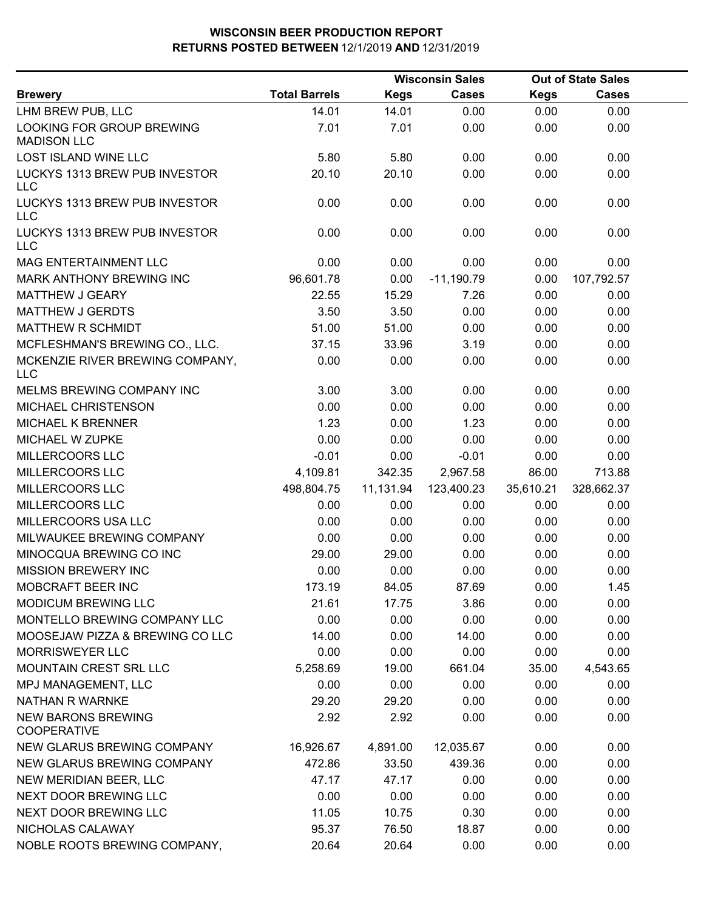**WISCONSIN BEER PRODUCTION REPORT**
**RETURNS POSTED BETWEEN** 12/1/2019 **AND** 12/31/2019

| Brewery | Total Barrels | Wisconsin Sales Kegs | Wisconsin Sales Cases | Out of State Sales Kegs | Out of State Sales Cases |
|---|---|---|---|---|---|
| LHM BREW PUB, LLC | 14.01 | 14.01 | 0.00 | 0.00 | 0.00 |
| LOOKING FOR GROUP BREWING MADISON LLC | 7.01 | 7.01 | 0.00 | 0.00 | 0.00 |
| LOST ISLAND WINE LLC | 5.80 | 5.80 | 0.00 | 0.00 | 0.00 |
| LUCKYS 1313 BREW PUB INVESTOR LLC | 20.10 | 20.10 | 0.00 | 0.00 | 0.00 |
| LUCKYS 1313 BREW PUB INVESTOR LLC | 0.00 | 0.00 | 0.00 | 0.00 | 0.00 |
| LUCKYS 1313 BREW PUB INVESTOR LLC | 0.00 | 0.00 | 0.00 | 0.00 | 0.00 |
| MAG ENTERTAINMENT LLC | 0.00 | 0.00 | 0.00 | 0.00 | 0.00 |
| MARK ANTHONY BREWING INC | 96,601.78 | 0.00 | -11,190.79 | 0.00 | 107,792.57 |
| MATTHEW J GEARY | 22.55 | 15.29 | 7.26 | 0.00 | 0.00 |
| MATTHEW J GERDTS | 3.50 | 3.50 | 0.00 | 0.00 | 0.00 |
| MATTHEW R SCHMIDT | 51.00 | 51.00 | 0.00 | 0.00 | 0.00 |
| MCFLESHMAN'S BREWING CO., LLC. | 37.15 | 33.96 | 3.19 | 0.00 | 0.00 |
| MCKENZIE RIVER BREWING COMPANY, LLC | 0.00 | 0.00 | 0.00 | 0.00 | 0.00 |
| MELMS BREWING COMPANY INC | 3.00 | 3.00 | 0.00 | 0.00 | 0.00 |
| MICHAEL CHRISTENSON | 0.00 | 0.00 | 0.00 | 0.00 | 0.00 |
| MICHAEL K BRENNER | 1.23 | 0.00 | 1.23 | 0.00 | 0.00 |
| MICHAEL W ZUPKE | 0.00 | 0.00 | 0.00 | 0.00 | 0.00 |
| MILLERCOORS LLC | -0.01 | 0.00 | -0.01 | 0.00 | 0.00 |
| MILLERCOORS LLC | 4,109.81 | 342.35 | 2,967.58 | 86.00 | 713.88 |
| MILLERCOORS LLC | 498,804.75 | 11,131.94 | 123,400.23 | 35,610.21 | 328,662.37 |
| MILLERCOORS LLC | 0.00 | 0.00 | 0.00 | 0.00 | 0.00 |
| MILLERCOORS USA LLC | 0.00 | 0.00 | 0.00 | 0.00 | 0.00 |
| MILWAUKEE BREWING COMPANY | 0.00 | 0.00 | 0.00 | 0.00 | 0.00 |
| MINOCQUA BREWING CO INC | 29.00 | 29.00 | 0.00 | 0.00 | 0.00 |
| MISSION BREWERY INC | 0.00 | 0.00 | 0.00 | 0.00 | 0.00 |
| MOBCRAFT BEER INC | 173.19 | 84.05 | 87.69 | 0.00 | 1.45 |
| MODICUM BREWING LLC | 21.61 | 17.75 | 3.86 | 0.00 | 0.00 |
| MONTELLO BREWING COMPANY LLC | 0.00 | 0.00 | 0.00 | 0.00 | 0.00 |
| MOOSEJAW PIZZA & BREWING CO LLC | 14.00 | 0.00 | 14.00 | 0.00 | 0.00 |
| MORRISWEYER LLC | 0.00 | 0.00 | 0.00 | 0.00 | 0.00 |
| MOUNTAIN CREST SRL LLC | 5,258.69 | 19.00 | 661.04 | 35.00 | 4,543.65 |
| MPJ MANAGEMENT, LLC | 0.00 | 0.00 | 0.00 | 0.00 | 0.00 |
| NATHAN R WARNKE | 29.20 | 29.20 | 0.00 | 0.00 | 0.00 |
| NEW BARONS BREWING COOPERATIVE | 2.92 | 2.92 | 0.00 | 0.00 | 0.00 |
| NEW GLARUS BREWING COMPANY | 16,926.67 | 4,891.00 | 12,035.67 | 0.00 | 0.00 |
| NEW GLARUS BREWING COMPANY | 472.86 | 33.50 | 439.36 | 0.00 | 0.00 |
| NEW MERIDIAN BEER, LLC | 47.17 | 47.17 | 0.00 | 0.00 | 0.00 |
| NEXT DOOR BREWING LLC | 0.00 | 0.00 | 0.00 | 0.00 | 0.00 |
| NEXT DOOR BREWING LLC | 11.05 | 10.75 | 0.30 | 0.00 | 0.00 |
| NICHOLAS CALAWAY | 95.37 | 76.50 | 18.87 | 0.00 | 0.00 |
| NOBLE ROOTS BREWING COMPANY, | 20.64 | 20.64 | 0.00 | 0.00 | 0.00 |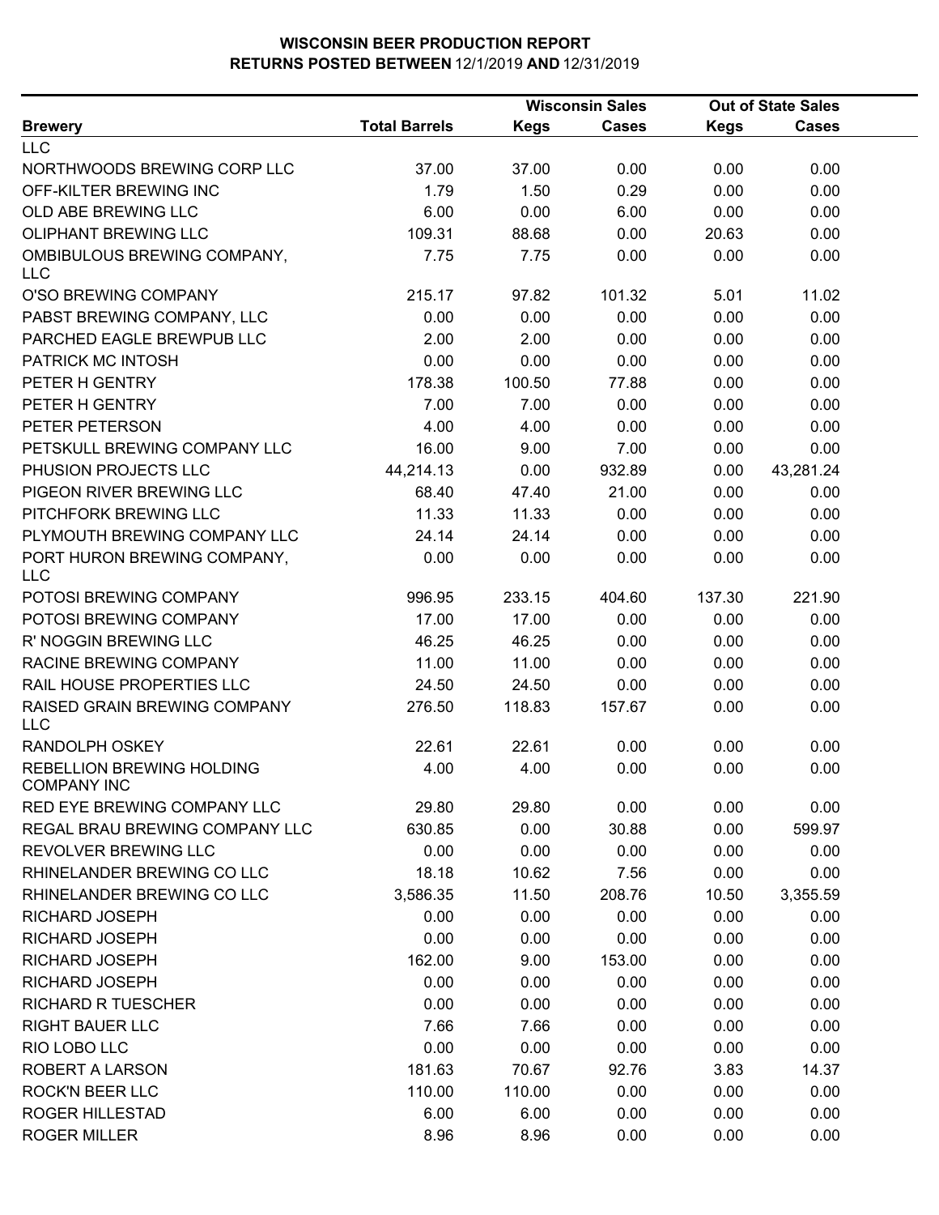# WISCONSIN BEER PRODUCTION REPORT
## RETURNS POSTED BETWEEN 12/1/2019 AND 12/31/2019

| Brewery | Total Barrels | Wisconsin Sales Kegs | Wisconsin Sales Cases | Out of State Sales Kegs | Out of State Sales Cases |
|---|---|---|---|---|---|
| LLC | | | | | |
| NORTHWOODS BREWING CORP LLC | 37.00 | 37.00 | 0.00 | 0.00 | 0.00 |
| OFF-KILTER BREWING INC | 1.79 | 1.50 | 0.29 | 0.00 | 0.00 |
| OLD ABE BREWING LLC | 6.00 | 0.00 | 6.00 | 0.00 | 0.00 |
| OLIPHANT BREWING LLC | 109.31 | 88.68 | 0.00 | 20.63 | 0.00 |
| OMBIBULOUS BREWING COMPANY, LLC | 7.75 | 7.75 | 0.00 | 0.00 | 0.00 |
| O'SO BREWING COMPANY | 215.17 | 97.82 | 101.32 | 5.01 | 11.02 |
| PABST BREWING COMPANY, LLC | 0.00 | 0.00 | 0.00 | 0.00 | 0.00 |
| PARCHED EAGLE BREWPUB LLC | 2.00 | 2.00 | 0.00 | 0.00 | 0.00 |
| PATRICK MC INTOSH | 0.00 | 0.00 | 0.00 | 0.00 | 0.00 |
| PETER H GENTRY | 178.38 | 100.50 | 77.88 | 0.00 | 0.00 |
| PETER H GENTRY | 7.00 | 7.00 | 0.00 | 0.00 | 0.00 |
| PETER PETERSON | 4.00 | 4.00 | 0.00 | 0.00 | 0.00 |
| PETSKULL BREWING COMPANY LLC | 16.00 | 9.00 | 7.00 | 0.00 | 0.00 |
| PHUSION PROJECTS LLC | 44,214.13 | 0.00 | 932.89 | 0.00 | 43,281.24 |
| PIGEON RIVER BREWING LLC | 68.40 | 47.40 | 21.00 | 0.00 | 0.00 |
| PITCHFORK BREWING LLC | 11.33 | 11.33 | 0.00 | 0.00 | 0.00 |
| PLYMOUTH BREWING COMPANY LLC | 24.14 | 24.14 | 0.00 | 0.00 | 0.00 |
| PORT HURON BREWING COMPANY, LLC | 0.00 | 0.00 | 0.00 | 0.00 | 0.00 |
| POTOSI BREWING COMPANY | 996.95 | 233.15 | 404.60 | 137.30 | 221.90 |
| POTOSI BREWING COMPANY | 17.00 | 17.00 | 0.00 | 0.00 | 0.00 |
| R' NOGGIN BREWING LLC | 46.25 | 46.25 | 0.00 | 0.00 | 0.00 |
| RACINE BREWING COMPANY | 11.00 | 11.00 | 0.00 | 0.00 | 0.00 |
| RAIL HOUSE PROPERTIES LLC | 24.50 | 24.50 | 0.00 | 0.00 | 0.00 |
| RAISED GRAIN BREWING COMPANY LLC | 276.50 | 118.83 | 157.67 | 0.00 | 0.00 |
| RANDOLPH OSKEY | 22.61 | 22.61 | 0.00 | 0.00 | 0.00 |
| REBELLION BREWING HOLDING COMPANY INC | 4.00 | 4.00 | 0.00 | 0.00 | 0.00 |
| RED EYE BREWING COMPANY LLC | 29.80 | 29.80 | 0.00 | 0.00 | 0.00 |
| REGAL BRAU BREWING COMPANY LLC | 630.85 | 0.00 | 30.88 | 0.00 | 599.97 |
| REVOLVER BREWING LLC | 0.00 | 0.00 | 0.00 | 0.00 | 0.00 |
| RHINELANDER BREWING CO LLC | 18.18 | 10.62 | 7.56 | 0.00 | 0.00 |
| RHINELANDER BREWING CO LLC | 3,586.35 | 11.50 | 208.76 | 10.50 | 3,355.59 |
| RICHARD JOSEPH | 0.00 | 0.00 | 0.00 | 0.00 | 0.00 |
| RICHARD JOSEPH | 0.00 | 0.00 | 0.00 | 0.00 | 0.00 |
| RICHARD JOSEPH | 162.00 | 9.00 | 153.00 | 0.00 | 0.00 |
| RICHARD JOSEPH | 0.00 | 0.00 | 0.00 | 0.00 | 0.00 |
| RICHARD R TUESCHER | 0.00 | 0.00 | 0.00 | 0.00 | 0.00 |
| RIGHT BAUER LLC | 7.66 | 7.66 | 0.00 | 0.00 | 0.00 |
| RIO LOBO LLC | 0.00 | 0.00 | 0.00 | 0.00 | 0.00 |
| ROBERT A LARSON | 181.63 | 70.67 | 92.76 | 3.83 | 14.37 |
| ROCK'N BEER LLC | 110.00 | 110.00 | 0.00 | 0.00 | 0.00 |
| ROGER HILLESTAD | 6.00 | 6.00 | 0.00 | 0.00 | 0.00 |
| ROGER MILLER | 8.96 | 8.96 | 0.00 | 0.00 | 0.00 |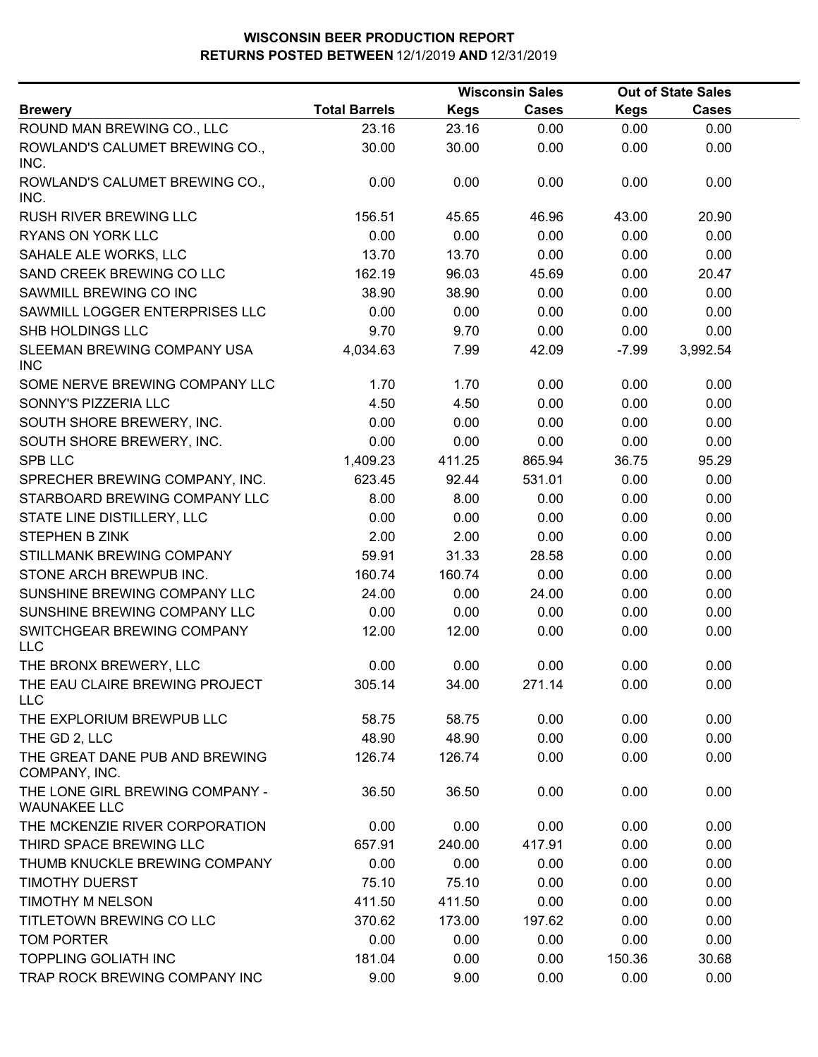# WISCONSIN BEER PRODUCTION REPORT
## RETURNS POSTED BETWEEN 12/1/2019 AND 12/31/2019

| Brewery | Total Barrels | Wisconsin Sales | | Out of State Sales | |
|---|---|---|---|---|---|
| | | Kegs | Cases | Kegs | Cases |
| ROUND MAN BREWING CO., LLC | 23.16 | 23.16 | 0.00 | 0.00 | 0.00 |
| ROWLAND'S CALUMET BREWING CO., INC. | 30.00 | 30.00 | 0.00 | 0.00 | 0.00 |
| ROWLAND'S CALUMET BREWING CO., INC. | 0.00 | 0.00 | 0.00 | 0.00 | 0.00 |
| RUSH RIVER BREWING LLC | 156.51 | 45.65 | 46.96 | 43.00 | 20.90 |
| RYANS ON YORK LLC | 0.00 | 0.00 | 0.00 | 0.00 | 0.00 |
| SAHALE ALE WORKS, LLC | 13.70 | 13.70 | 0.00 | 0.00 | 0.00 |
| SAND CREEK BREWING CO LLC | 162.19 | 96.03 | 45.69 | 0.00 | 20.47 |
| SAWMILL BREWING CO INC | 38.90 | 38.90 | 0.00 | 0.00 | 0.00 |
| SAWMILL LOGGER ENTERPRISES LLC | 0.00 | 0.00 | 0.00 | 0.00 | 0.00 |
| SHB HOLDINGS LLC | 9.70 | 9.70 | 0.00 | 0.00 | 0.00 |
| SLEEMAN BREWING COMPANY USA INC | 4,034.63 | 7.99 | 42.09 | -7.99 | 3,992.54 |
| SOME NERVE BREWING COMPANY LLC | 1.70 | 1.70 | 0.00 | 0.00 | 0.00 |
| SONNY'S PIZZERIA LLC | 4.50 | 4.50 | 0.00 | 0.00 | 0.00 |
| SOUTH SHORE BREWERY, INC. | 0.00 | 0.00 | 0.00 | 0.00 | 0.00 |
| SOUTH SHORE BREWERY, INC. | 0.00 | 0.00 | 0.00 | 0.00 | 0.00 |
| SPB LLC | 1,409.23 | 411.25 | 865.94 | 36.75 | 95.29 |
| SPRECHER BREWING COMPANY, INC. | 623.45 | 92.44 | 531.01 | 0.00 | 0.00 |
| STARBOARD BREWING COMPANY LLC | 8.00 | 8.00 | 0.00 | 0.00 | 0.00 |
| STATE LINE DISTILLERY, LLC | 0.00 | 0.00 | 0.00 | 0.00 | 0.00 |
| STEPHEN B ZINK | 2.00 | 2.00 | 0.00 | 0.00 | 0.00 |
| STILLMANK BREWING COMPANY | 59.91 | 31.33 | 28.58 | 0.00 | 0.00 |
| STONE ARCH BREWPUB INC. | 160.74 | 160.74 | 0.00 | 0.00 | 0.00 |
| SUNSHINE BREWING COMPANY LLC | 24.00 | 0.00 | 24.00 | 0.00 | 0.00 |
| SUNSHINE BREWING COMPANY LLC | 0.00 | 0.00 | 0.00 | 0.00 | 0.00 |
| SWITCHGEAR BREWING COMPANY LLC | 12.00 | 12.00 | 0.00 | 0.00 | 0.00 |
| THE BRONX BREWERY, LLC | 0.00 | 0.00 | 0.00 | 0.00 | 0.00 |
| THE EAU CLAIRE BREWING PROJECT LLC | 305.14 | 34.00 | 271.14 | 0.00 | 0.00 |
| THE EXPLORIUM BREWPUB LLC | 58.75 | 58.75 | 0.00 | 0.00 | 0.00 |
| THE GD 2, LLC | 48.90 | 48.90 | 0.00 | 0.00 | 0.00 |
| THE GREAT DANE PUB AND BREWING COMPANY, INC. | 126.74 | 126.74 | 0.00 | 0.00 | 0.00 |
| THE LONE GIRL BREWING COMPANY - WAUNAKEE LLC | 36.50 | 36.50 | 0.00 | 0.00 | 0.00 |
| THE MCKENZIE RIVER CORPORATION | 0.00 | 0.00 | 0.00 | 0.00 | 0.00 |
| THIRD SPACE BREWING LLC | 657.91 | 240.00 | 417.91 | 0.00 | 0.00 |
| THUMB KNUCKLE BREWING COMPANY | 0.00 | 0.00 | 0.00 | 0.00 | 0.00 |
| TIMOTHY DUERST | 75.10 | 75.10 | 0.00 | 0.00 | 0.00 |
| TIMOTHY M NELSON | 411.50 | 411.50 | 0.00 | 0.00 | 0.00 |
| TITLETOWN BREWING CO LLC | 370.62 | 173.00 | 197.62 | 0.00 | 0.00 |
| TOM PORTER | 0.00 | 0.00 | 0.00 | 0.00 | 0.00 |
| TOPPLING GOLIATH INC | 181.04 | 0.00 | 0.00 | 150.36 | 30.68 |
| TRAP ROCK BREWING COMPANY INC | 9.00 | 9.00 | 0.00 | 0.00 | 0.00 |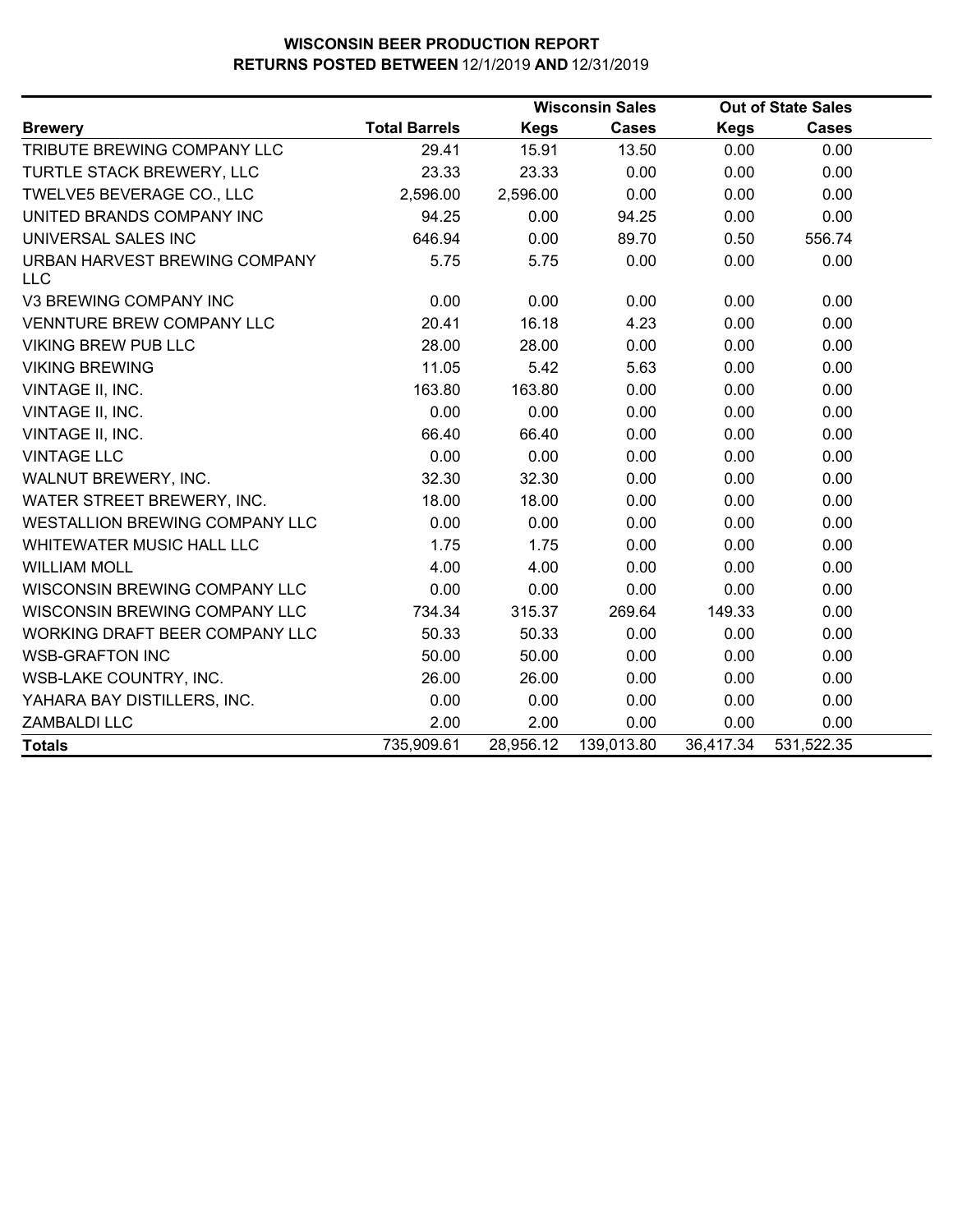**WISCONSIN BEER PRODUCTION REPORT**
**RETURNS POSTED BETWEEN** 12/1/2019 **AND** 12/31/2019

| | | Wisconsin Sales | | Out of State Sales | |
|---|---|---|---|---|---|
| **Brewery** | **Total Barrels** | **Kegs** | **Cases** | **Kegs** | **Cases** |
| TRIBUTE BREWING COMPANY LLC | 29.41 | 15.91 | 13.50 | 0.00 | 0.00 |
| TURTLE STACK BREWERY, LLC | 23.33 | 23.33 | 0.00 | 0.00 | 0.00 |
| TWELVE5 BEVERAGE CO., LLC | 2,596.00 | 2,596.00 | 0.00 | 0.00 | 0.00 |
| UNITED BRANDS COMPANY INC | 94.25 | 0.00 | 94.25 | 0.00 | 0.00 |
| UNIVERSAL SALES INC | 646.94 | 0.00 | 89.70 | 0.50 | 556.74 |
| URBAN HARVEST BREWING COMPANY LLC | 5.75 | 5.75 | 0.00 | 0.00 | 0.00 |
| V3 BREWING COMPANY INC | 0.00 | 0.00 | 0.00 | 0.00 | 0.00 |
| VENNTURE BREW COMPANY LLC | 20.41 | 16.18 | 4.23 | 0.00 | 0.00 |
| VIKING BREW PUB LLC | 28.00 | 28.00 | 0.00 | 0.00 | 0.00 |
| VIKING BREWING | 11.05 | 5.42 | 5.63 | 0.00 | 0.00 |
| VINTAGE II, INC. | 163.80 | 163.80 | 0.00 | 0.00 | 0.00 |
| VINTAGE II, INC. | 0.00 | 0.00 | 0.00 | 0.00 | 0.00 |
| VINTAGE II, INC. | 66.40 | 66.40 | 0.00 | 0.00 | 0.00 |
| VINTAGE LLC | 0.00 | 0.00 | 0.00 | 0.00 | 0.00 |
| WALNUT BREWERY, INC. | 32.30 | 32.30 | 0.00 | 0.00 | 0.00 |
| WATER STREET BREWERY, INC. | 18.00 | 18.00 | 0.00 | 0.00 | 0.00 |
| WESTALLION BREWING COMPANY LLC | 0.00 | 0.00 | 0.00 | 0.00 | 0.00 |
| WHITEWATER MUSIC HALL LLC | 1.75 | 1.75 | 0.00 | 0.00 | 0.00 |
| WILLIAM MOLL | 4.00 | 4.00 | 0.00 | 0.00 | 0.00 |
| WISCONSIN BREWING COMPANY LLC | 0.00 | 0.00 | 0.00 | 0.00 | 0.00 |
| WISCONSIN BREWING COMPANY LLC | 734.34 | 315.37 | 269.64 | 149.33 | 0.00 |
| WORKING DRAFT BEER COMPANY LLC | 50.33 | 50.33 | 0.00 | 0.00 | 0.00 |
| WSB-GRAFTON INC | 50.00 | 50.00 | 0.00 | 0.00 | 0.00 |
| WSB-LAKE COUNTRY, INC. | 26.00 | 26.00 | 0.00 | 0.00 | 0.00 |
| YAHARA BAY DISTILLERS, INC. | 0.00 | 0.00 | 0.00 | 0.00 | 0.00 |
| ZAMBALDI LLC | 2.00 | 2.00 | 0.00 | 0.00 | 0.00 |
| **Totals** | 735,909.61 | 28,956.12 | 139,013.80 | 36,417.34 | 531,522.35 |